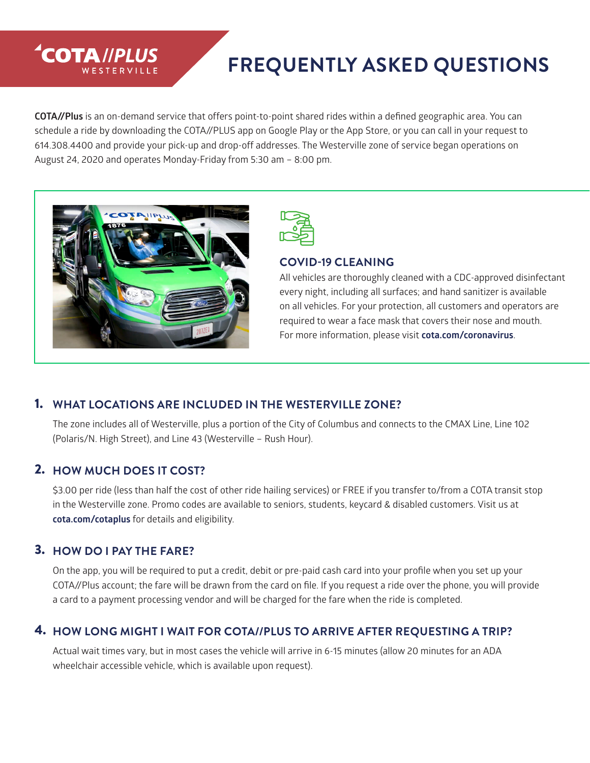**COTA//PLUS**
WESTERVILLE

# FREQUENTLY ASKED QUESTIONS

**COTA//Plus** is an on-demand service that offers point-to-point shared rides within a defined geographic area. You can schedule a ride by downloading the COTA//PLUS app on Google Play or the App Store, or you can call in your request to 614.308.4400 and provide your pick-up and drop-off addresses. The Westerville zone of service began operations on August 24, 2020 and operates Monday-Friday from 5:30 am – 8:00 pm.

### COVID-19 CLEANING

All vehicles are thoroughly cleaned with a CDC-approved disinfectant every night, including all surfaces; and hand sanitizer is available on all vehicles. For your protection, all customers and operators are required to wear a face mask that covers their nose and mouth. For more information, please visit **cota.com/coronavirus**.

## 1. WHAT LOCATIONS ARE INCLUDED IN THE WESTERVILLE ZONE?

The zone includes all of Westerville, plus a portion of the City of Columbus and connects to the CMAX Line, Line 102 (Polaris/N. High Street), and Line 43 (Westerville – Rush Hour).

## 2. HOW MUCH DOES IT COST?

$3.00 per ride (less than half the cost of other ride hailing services) or FREE if you transfer to/from a COTA transit stop in the Westerville zone. Promo codes are available to seniors, students, keycard & disabled customers. Visit us at **cota.com/cotaplus** for details and eligibility.

## 3. HOW DO I PAY THE FARE?

On the app, you will be required to put a credit, debit or pre-paid cash card into your profile when you set up your COTA//Plus account; the fare will be drawn from the card on file. If you request a ride over the phone, you will provide a card to a payment processing vendor and will be charged for the fare when the ride is completed.

## 4. HOW LONG MIGHT I WAIT FOR COTA//PLUS TO ARRIVE AFTER REQUESTING A TRIP?

Actual wait times vary, but in most cases the vehicle will arrive in 6-15 minutes (allow 20 minutes for an ADA wheelchair accessible vehicle, which is available upon request).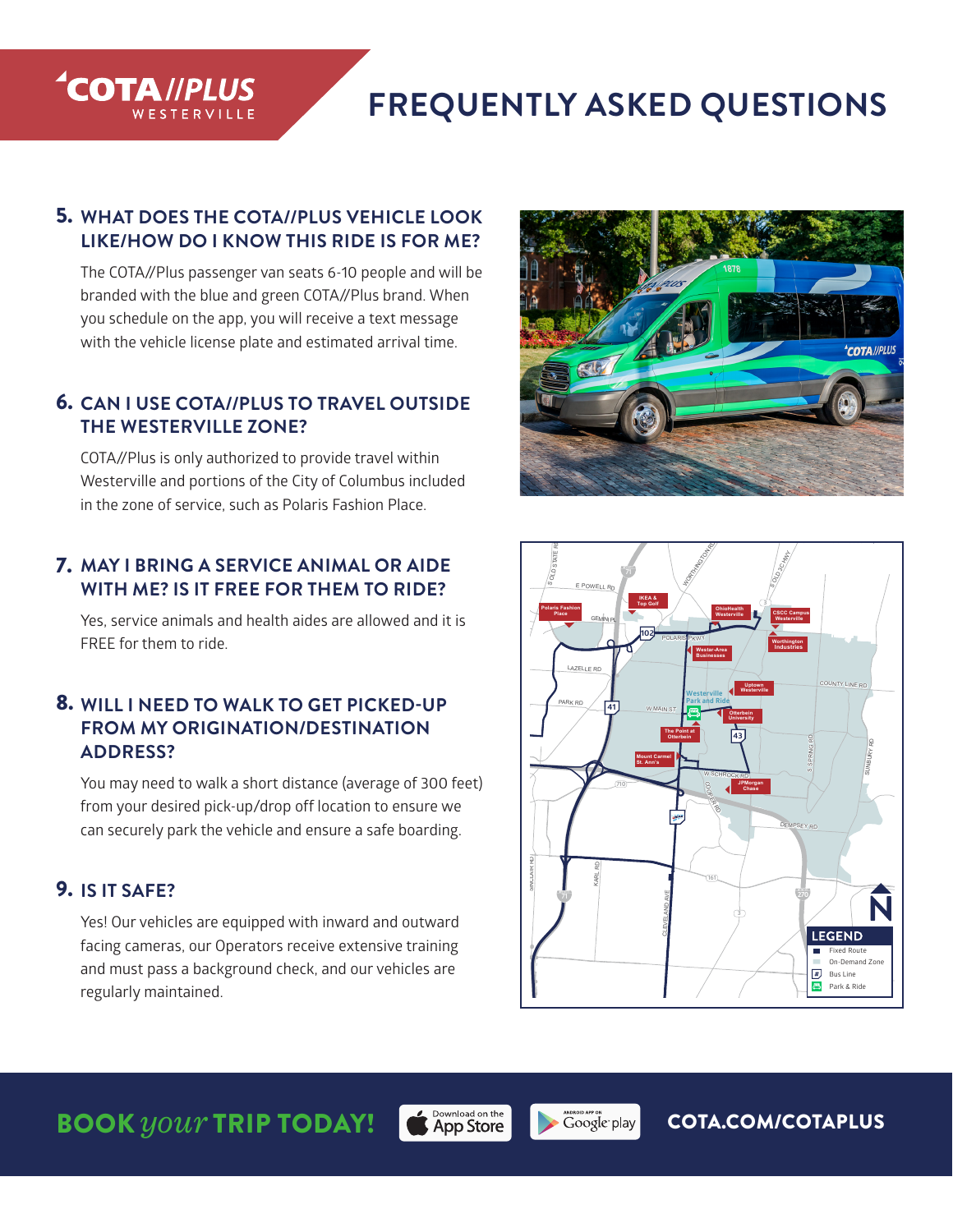COTA//PLUS WESTERVILLE

# FREQUENTLY ASKED QUESTIONS

## 5. WHAT DOES THE COTA//PLUS VEHICLE LOOK LIKE/HOW DO I KNOW THIS RIDE IS FOR ME?

The COTA//Plus passenger van seats 6-10 people and will be branded with the blue and green COTA//Plus brand. When you schedule on the app, you will receive a text message with the vehicle license plate and estimated arrival time.

## 6. CAN I USE COTA//PLUS TO TRAVEL OUTSIDE THE WESTERVILLE ZONE?

COTA//Plus is only authorized to provide travel within Westerville and portions of the City of Columbus included in the zone of service, such as Polaris Fashion Place.

## 7. MAY I BRING A SERVICE ANIMAL OR AIDE WITH ME? IS IT FREE FOR THEM TO RIDE?

Yes, service animals and health aides are allowed and it is FREE for them to ride.

## 8. WILL I NEED TO WALK TO GET PICKED-UP FROM MY ORIGINATION/DESTINATION ADDRESS?

You may need to walk a short distance (average of 300 feet) from your desired pick-up/drop off location to ensure we can securely park the vehicle and ensure a safe boarding.

## 9. IS IT SAFE?

Yes! Our vehicles are equipped with inward and outward facing cameras, our Operators receive extensive training and must pass a background check, and our vehicles are regularly maintained.

Polaris Fashion Place
IKEA & Top Golf
OhioHealth Westerville
CSCC Campus Westerville
Worthington Industries
Westar-Area Businesses
Uptown Westerville
Westerville Park and Ride
Otterbein University
The Point at Otterbein
Mount Carmel St. Ann's
JPMorgan Chase
E POWELL RD
GEMINI PL
POLARIS PKWY
LAZELLE RD
PARK RD
W MAIN ST
COUNTY LINE RD
W SCHROCK RD
DEMPSEY RD
CLEVELAND AVE
KARL RD
SINCLAIR RD
S SPRING RD
SUNBURY RD
WORTHINGTON RD
S OLD STATE RD
S OLD 3C HWY
COOPER RD
102
41
43
71
3
710
161
270

LEGEND
Fixed Route
On-Demand Zone
Bus Line
Park & Ride

BOOK *your* TRIP TODAY!

Download on the App Store

ANDROID APP ON Google play

COTA.COM/COTAPLUS